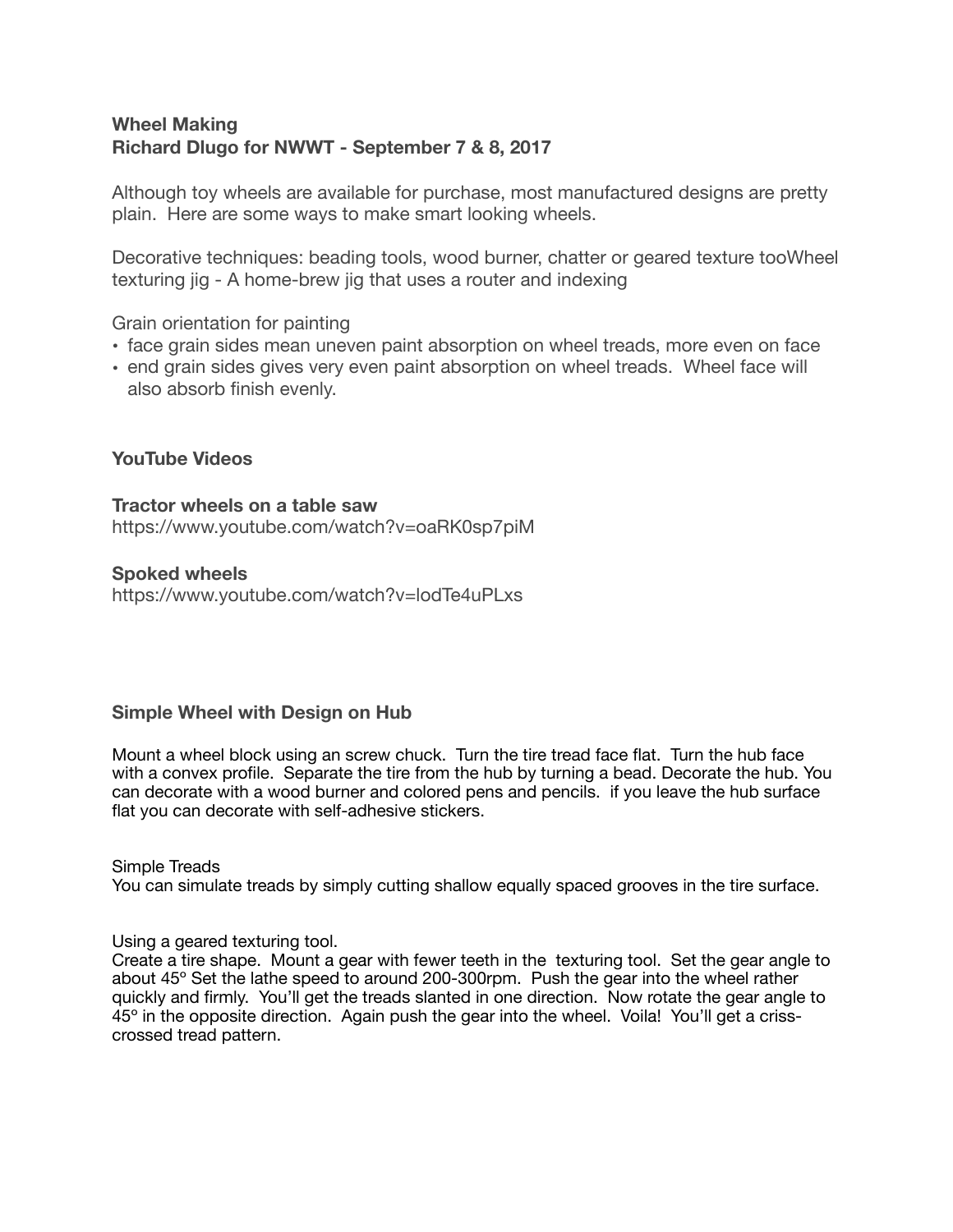**Wheel Making**
**Richard Dlugo for NWWT - September 7 & 8, 2017**

Although toy wheels are available for purchase, most manufactured designs are pretty plain. Here are some ways to make smart looking wheels.

Decorative techniques: beading tools, wood burner, chatter or geared texture tooWheel texturing jig - A home-brew jig that uses a router and indexing

Grain orientation for painting

- face grain sides mean uneven paint absorption on wheel treads, more even on face
- end grain sides gives very even paint absorption on wheel treads. Wheel face will also absorb finish evenly.

### YouTube Videos

**Tractor wheels on a table saw**
https://www.youtube.com/watch?v=oaRK0sp7piM

**Spoked wheels**
https://www.youtube.com/watch?v=lodTe4uPLxs

### Simple Wheel with Design on Hub

Mount a wheel block using an screw chuck. Turn the tire tread face flat. Turn the hub face with a convex profile. Separate the tire from the hub by turning a bead. Decorate the hub. You can decorate with a wood burner and colored pens and pencils. if you leave the hub surface flat you can decorate with self-adhesive stickers.

Simple Treads
You can simulate treads by simply cutting shallow equally spaced grooves in the tire surface.

Using a geared texturing tool.
Create a tire shape. Mount a gear with fewer teeth in the texturing tool. Set the gear angle to about 45º Set the lathe speed to around 200-300rpm. Push the gear into the wheel rather quickly and firmly. You'll get the treads slanted in one direction. Now rotate the gear angle to 45º in the opposite direction. Again push the gear into the wheel. Voila! You'll get a criss-crossed tread pattern.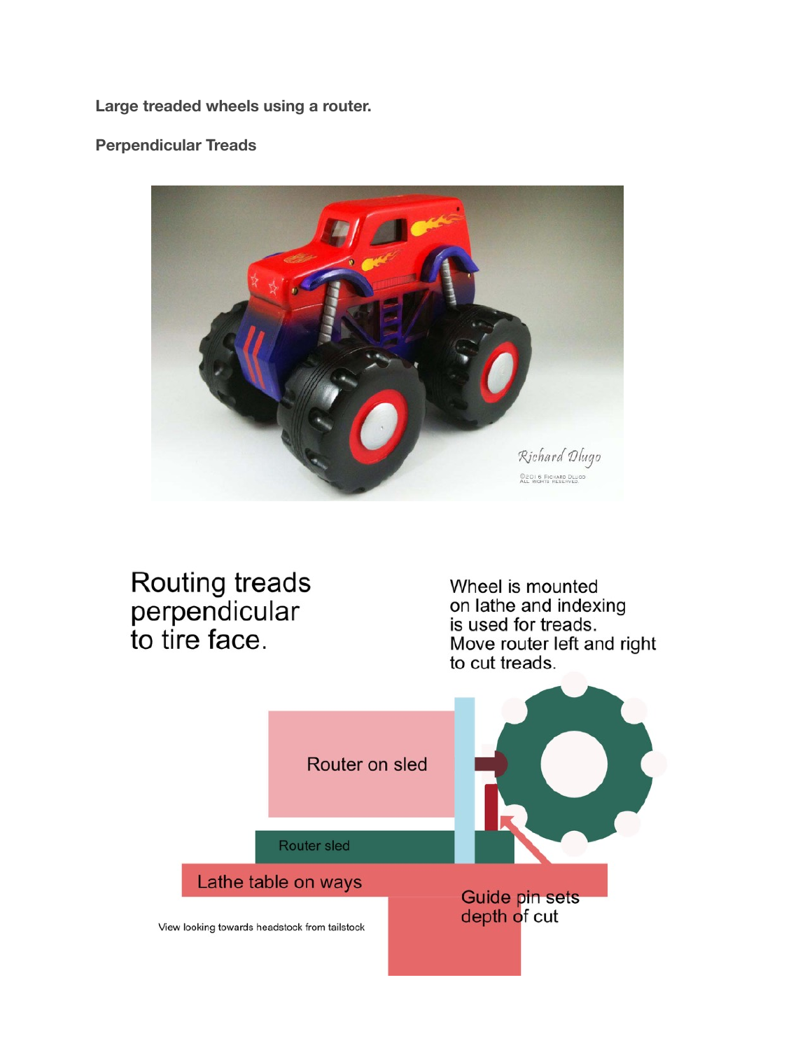**Large treaded wheels using a router.**

**Perpendicular Treads**

Routing treads perpendicular to tire face.

Wheel is mounted on lathe and indexing is used for treads. Move router left and right to cut treads.

Router on sled

Router sled

Lathe table on ways

Guide pin sets depth of cut

View looking towards headstock from tailstock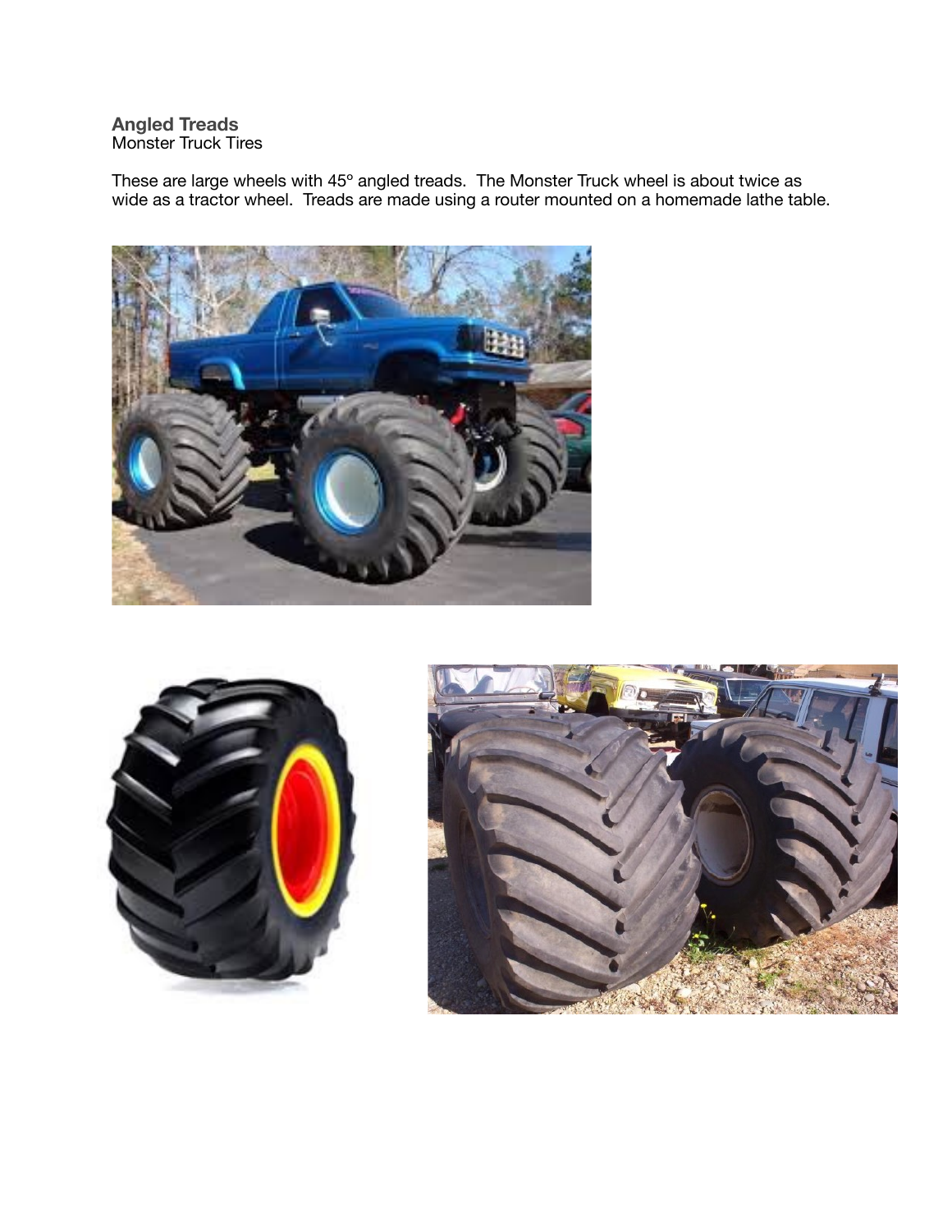**Angled Treads**
Monster Truck Tires

These are large wheels with 45º angled treads. The Monster Truck wheel is about twice as wide as a tractor wheel. Treads are made using a router mounted on a homemade lathe table.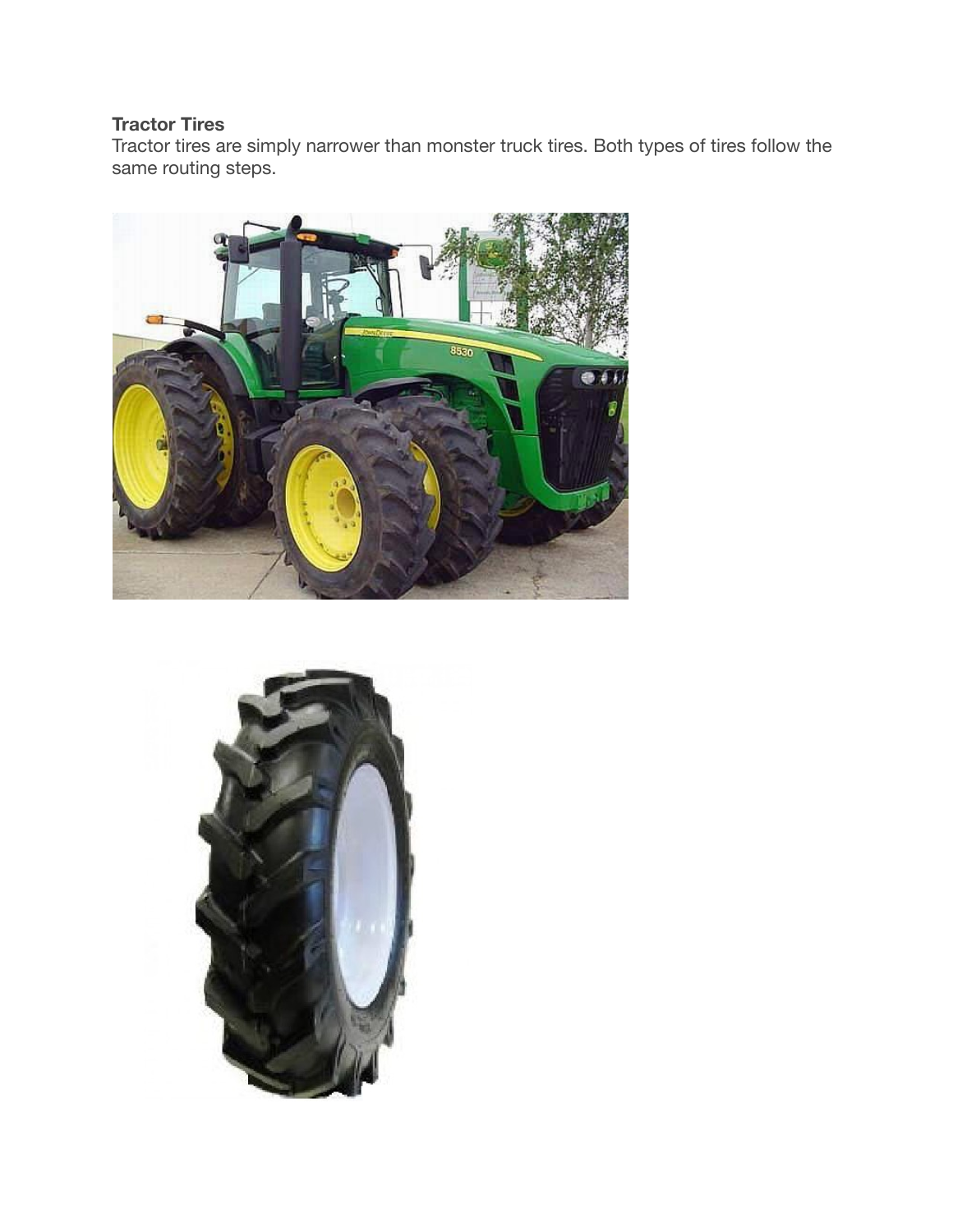**Tractor Tires**

Tractor tires are simply narrower than monster truck tires. Both types of tires follow the same routing steps.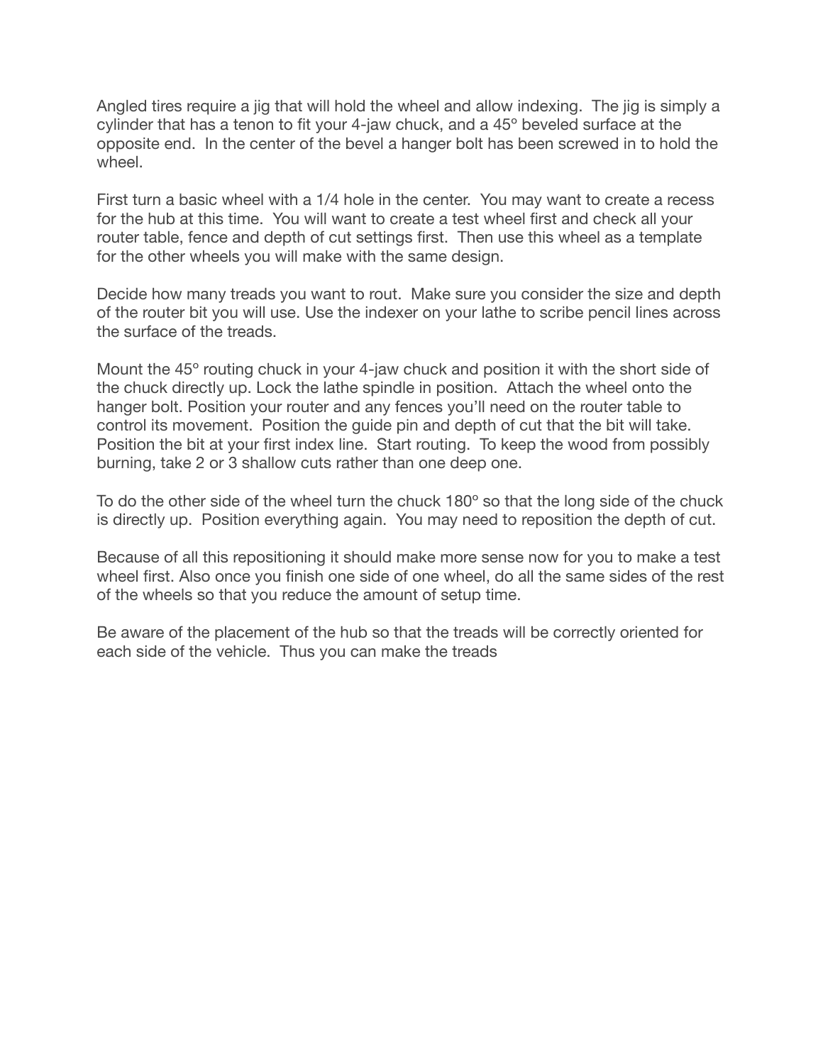Angled tires require a jig that will hold the wheel and allow indexing. The jig is simply a cylinder that has a tenon to fit your 4-jaw chuck, and a 45º beveled surface at the opposite end. In the center of the bevel a hanger bolt has been screwed in to hold the wheel.

First turn a basic wheel with a 1/4 hole in the center. You may want to create a recess for the hub at this time. You will want to create a test wheel first and check all your router table, fence and depth of cut settings first. Then use this wheel as a template for the other wheels you will make with the same design.

Decide how many treads you want to rout. Make sure you consider the size and depth of the router bit you will use. Use the indexer on your lathe to scribe pencil lines across the surface of the treads.

Mount the 45º routing chuck in your 4-jaw chuck and position it with the short side of the chuck directly up. Lock the lathe spindle in position. Attach the wheel onto the hanger bolt. Position your router and any fences you'll need on the router table to control its movement. Position the guide pin and depth of cut that the bit will take. Position the bit at your first index line. Start routing. To keep the wood from possibly burning, take 2 or 3 shallow cuts rather than one deep one.

To do the other side of the wheel turn the chuck 180º so that the long side of the chuck is directly up. Position everything again. You may need to reposition the depth of cut.

Because of all this repositioning it should make more sense now for you to make a test wheel first. Also once you finish one side of one wheel, do all the same sides of the rest of the wheels so that you reduce the amount of setup time.

Be aware of the placement of the hub so that the treads will be correctly oriented for each side of the vehicle. Thus you can make the treads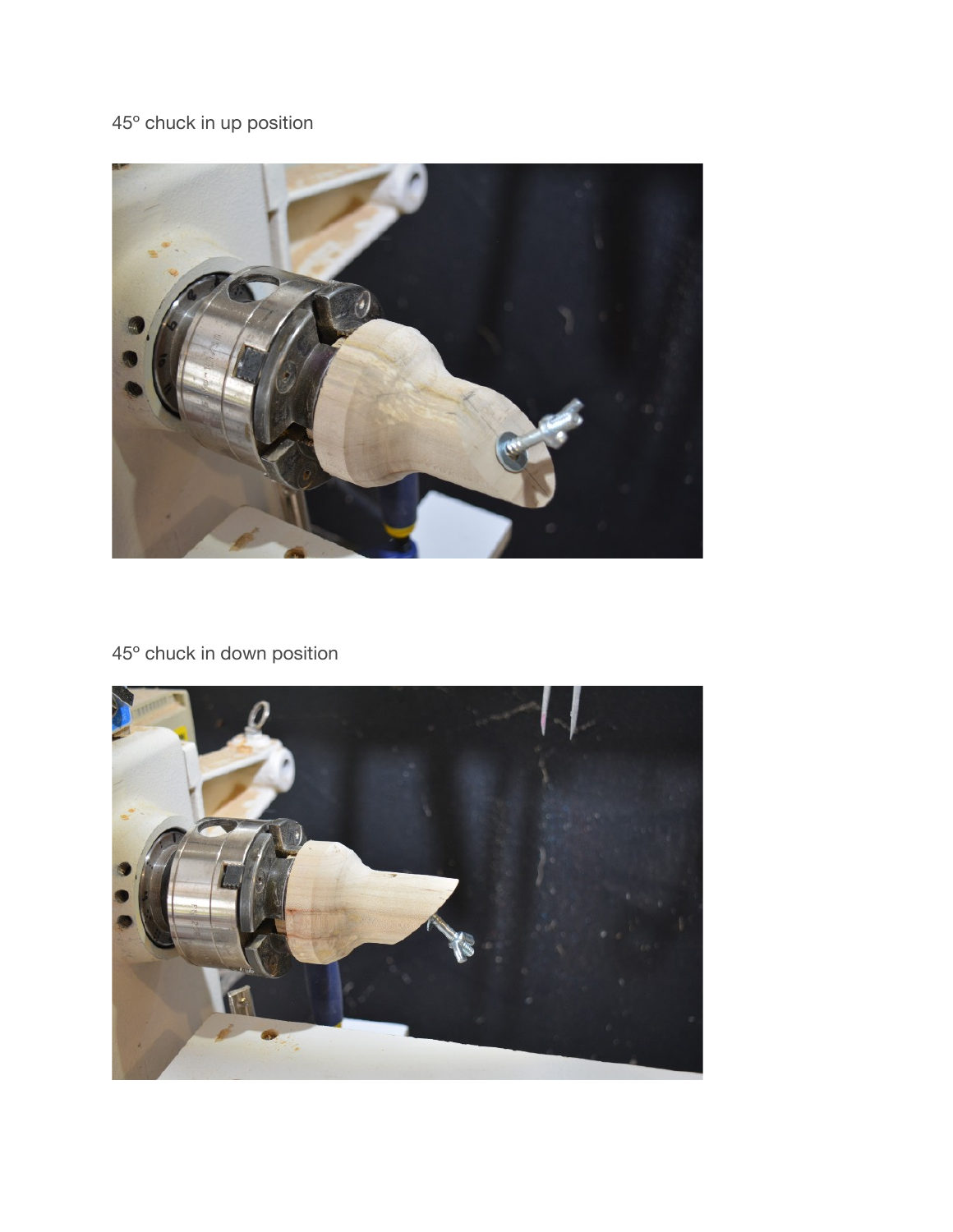45º chuck in up position

45º chuck in down position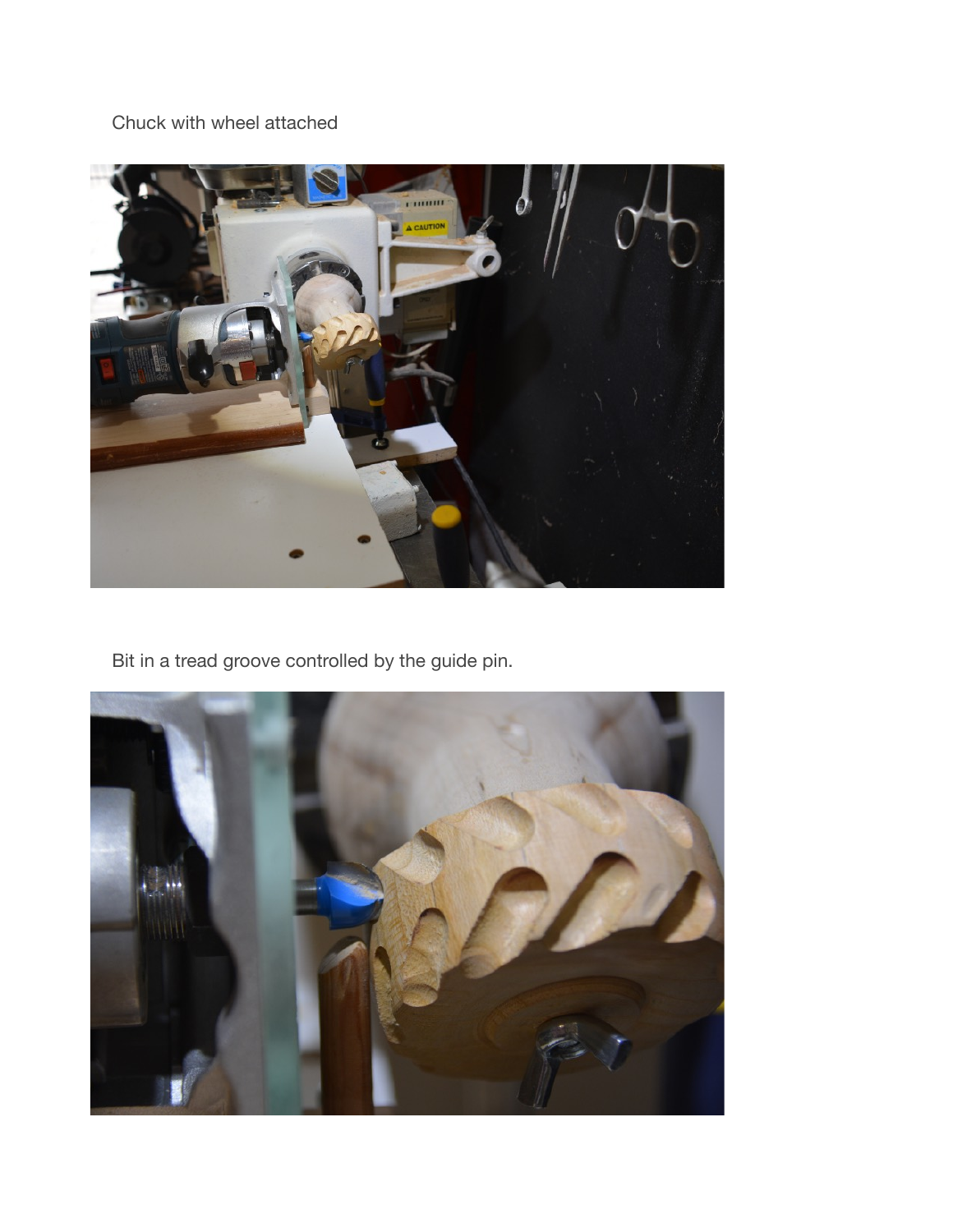Chuck with wheel attached

Bit in a tread groove controlled by the guide pin.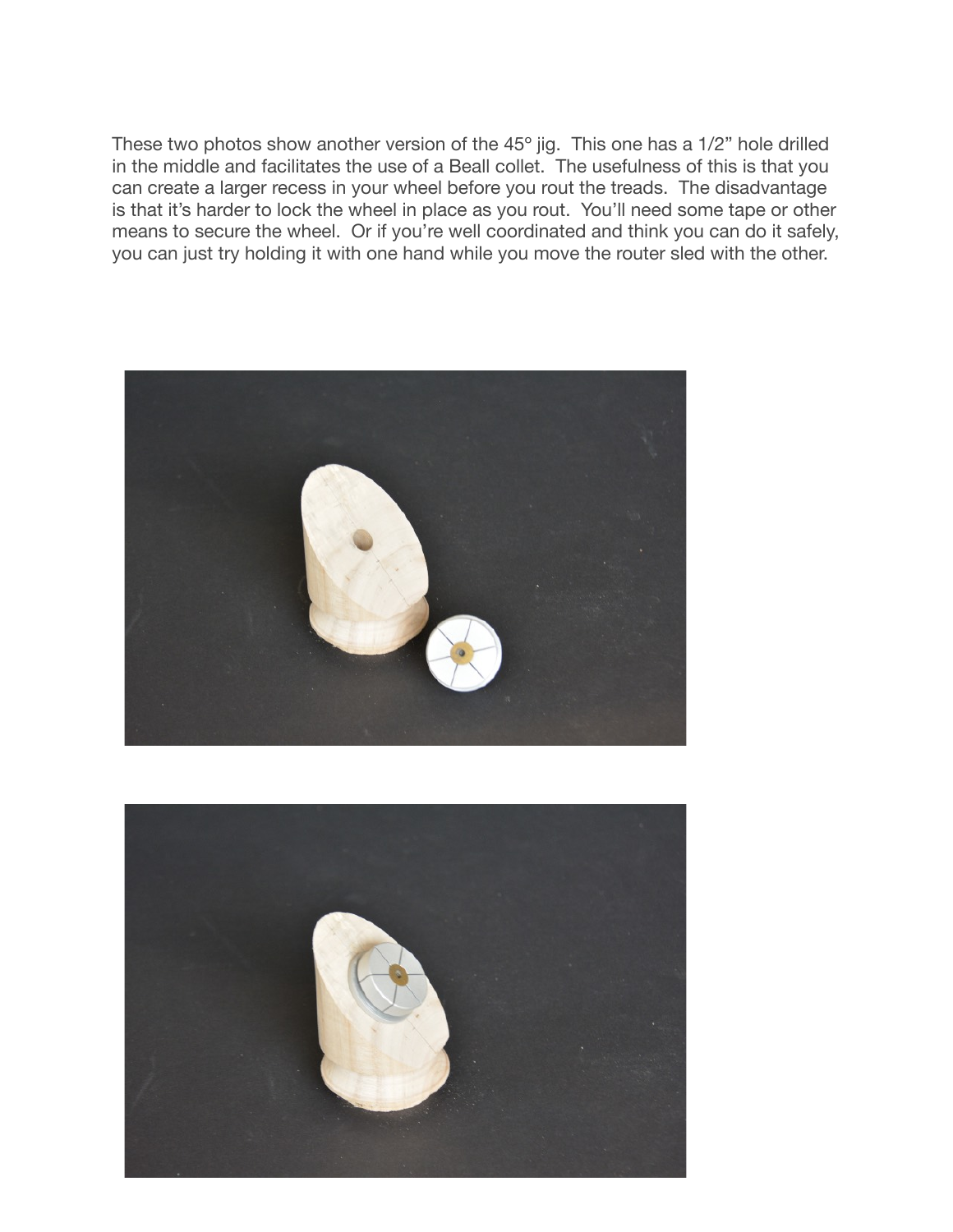These two photos show another version of the 45° jig. This one has a 1/2" hole drilled in the middle and facilitates the use of a Beall collet. The usefulness of this is that you can create a larger recess in your wheel before you rout the treads. The disadvantage is that it's harder to lock the wheel in place as you rout. You'll need some tape or other means to secure the wheel. Or if you're well coordinated and think you can do it safely, you can just try holding it with one hand while you move the router sled with the other.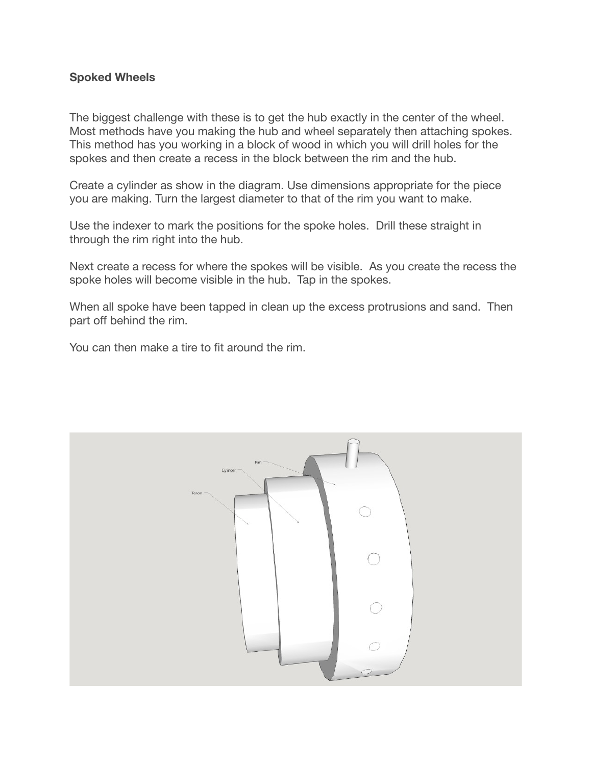**Spoked Wheels**

The biggest challenge with these is to get the hub exactly in the center of the wheel. Most methods have you making the hub and wheel separately then attaching spokes. This method has you working in a block of wood in which you will drill holes for the spokes and then create a recess in the block between the rim and the hub.

Create a cylinder as show in the diagram. Use dimensions appropriate for the piece you are making. Turn the largest diameter to that of the rim you want to make.

Use the indexer to mark the positions for the spoke holes. Drill these straight in through the rim right into the hub.

Next create a recess for where the spokes will be visible. As you create the recess the spoke holes will become visible in the hub. Tap in the spokes.

When all spoke have been tapped in clean up the excess protrusions and sand. Then part off behind the rim.

You can then make a tire to fit around the rim.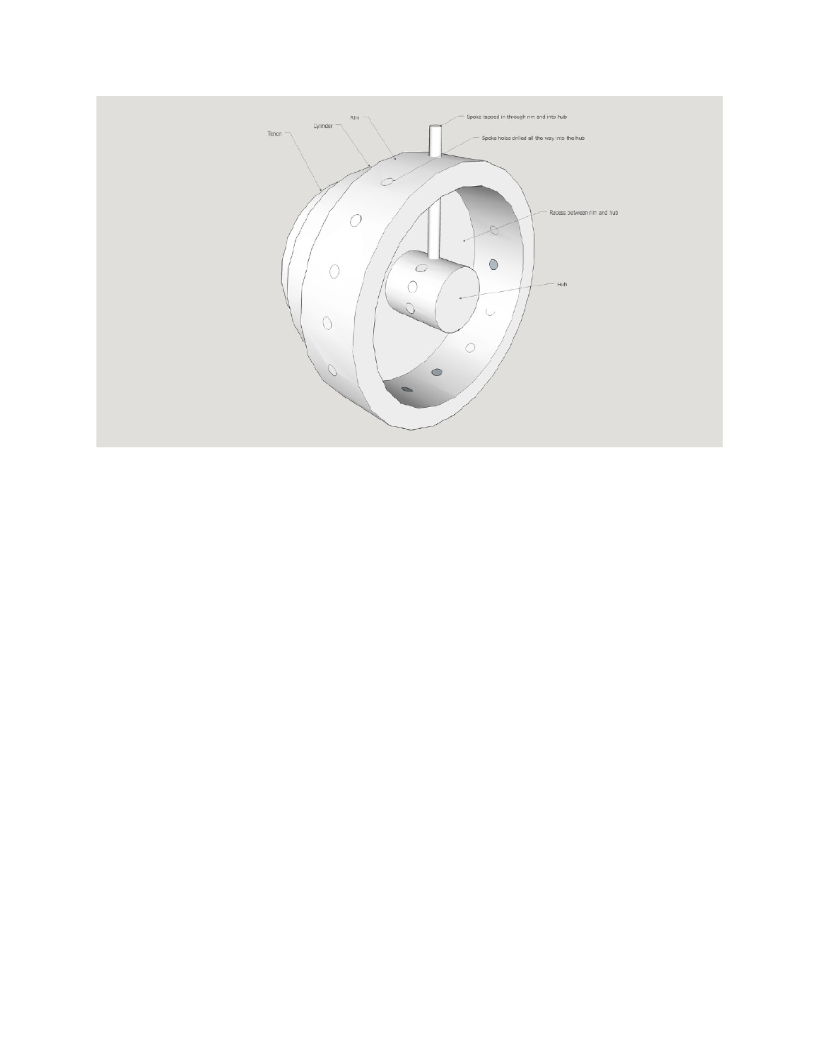Tenon

Cylinder

Rim

Spoke tapped in through rim and into hub

Spoke holes drilled all the way into the hub

Recess between rim and hub

Hub